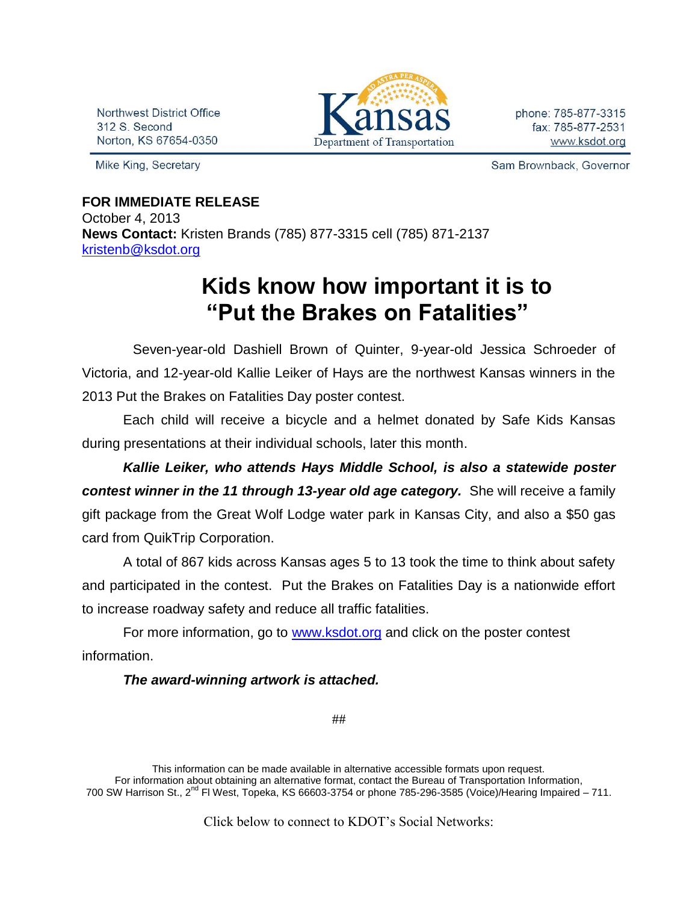Northwest District Office
312 S. Second
Norton, KS 67654-0350

Kansas Department of Transportation

phone: 785-877-3315
fax: 785-877-2531
www.ksdot.org

Mike King, Secretary

Sam Brownback, Governor

**FOR IMMEDIATE RELEASE**
October 4, 2013
**News Contact:** Kristen Brands (785) 877-3315 cell (785) 871-2137
kristenb@ksdot.org

# Kids know how important it is to "Put the Brakes on Fatalities"

Seven-year-old Dashiell Brown of Quinter, 9-year-old Jessica Schroeder of Victoria, and 12-year-old Kallie Leiker of Hays are the northwest Kansas winners in the 2013 Put the Brakes on Fatalities Day poster contest.

Each child will receive a bicycle and a helmet donated by Safe Kids Kansas during presentations at their individual schools, later this month.

***Kallie Leiker, who attends Hays Middle School, is also a statewide poster contest winner in the 11 through 13-year old age category.*** She will receive a family gift package from the Great Wolf Lodge water park in Kansas City, and also a $50 gas card from QuikTrip Corporation.

A total of 867 kids across Kansas ages 5 to 13 took the time to think about safety and participated in the contest. Put the Brakes on Fatalities Day is a nationwide effort to increase roadway safety and reduce all traffic fatalities.

For more information, go to www.ksdot.org and click on the poster contest information.

***The award-winning artwork is attached.***

##

This information can be made available in alternative accessible formats upon request.
For information about obtaining an alternative format, contact the Bureau of Transportation Information,
700 SW Harrison St., 2nd Fl West, Topeka, KS 66603-3754 or phone 785-296-3585 (Voice)/Hearing Impaired – 711.

Click below to connect to KDOT's Social Networks: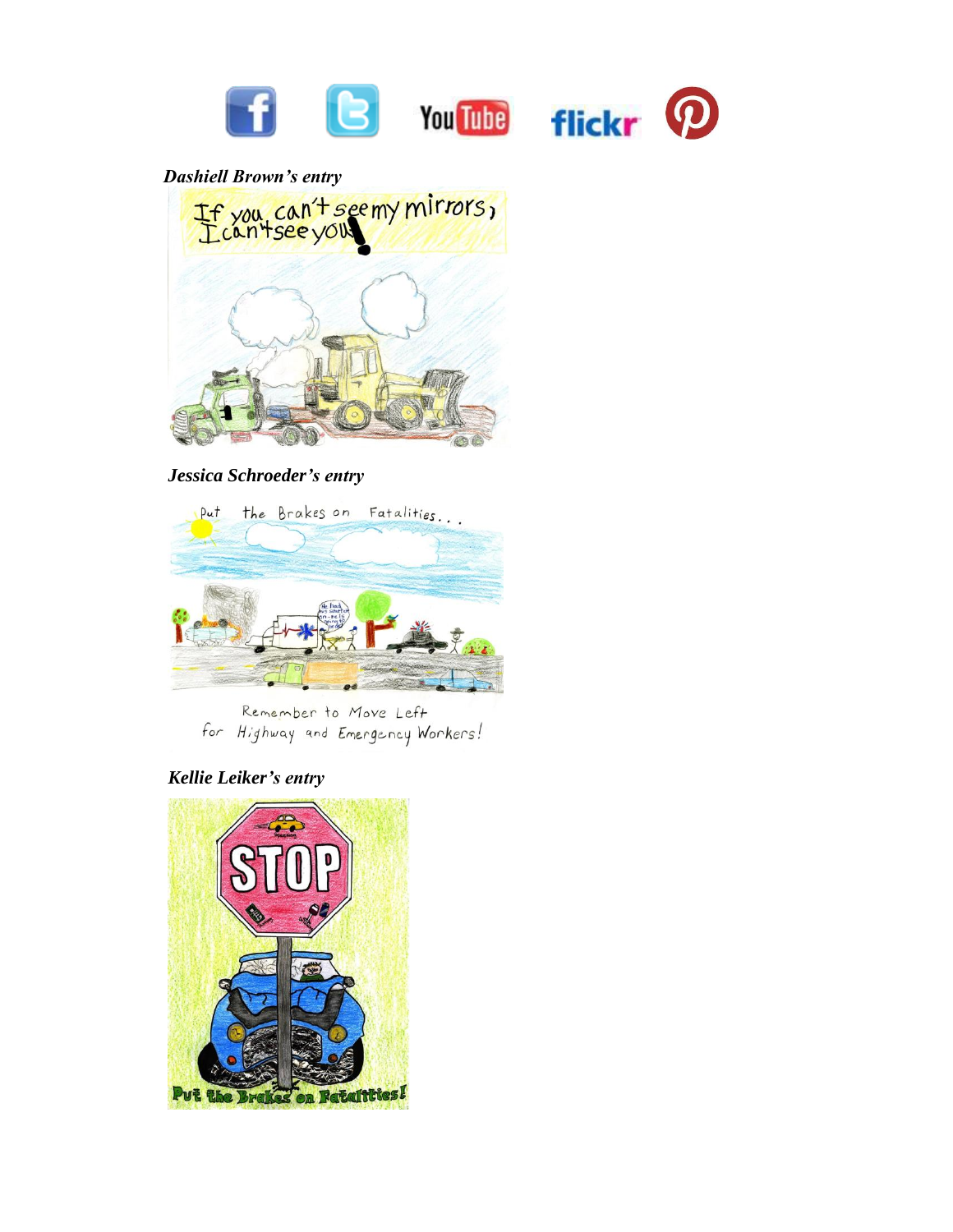*Dashiell Brown's entry*

*Jessica Schroeder's entry*

*Kellie Leiker's entry*